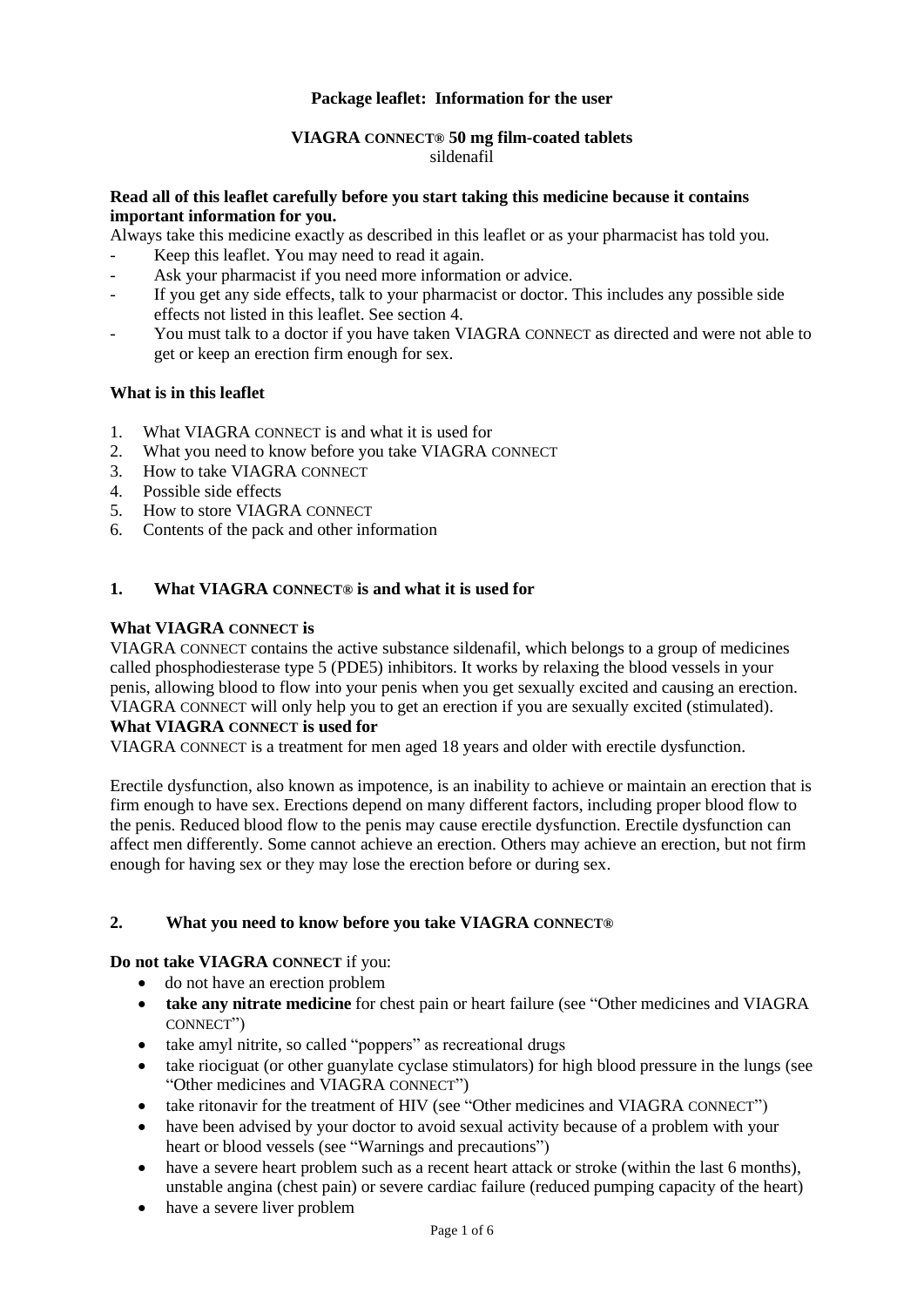**Package leaflet: Information for the user**

**VIAGRA CONNECT® 50 mg film-coated tablets**
sildenafil

**Read all of this leaflet carefully before you start taking this medicine because it contains important information for you.**

Always take this medicine exactly as described in this leaflet or as your pharmacist has told you.

- Keep this leaflet. You may need to read it again.
- Ask your pharmacist if you need more information or advice.
- If you get any side effects, talk to your pharmacist or doctor. This includes any possible side effects not listed in this leaflet. See section 4.
- You must talk to a doctor if you have taken VIAGRA CONNECT as directed and were not able to get or keep an erection firm enough for sex.

**What is in this leaflet**

1. What VIAGRA CONNECT is and what it is used for
2. What you need to know before you take VIAGRA CONNECT
3. How to take VIAGRA CONNECT
4. Possible side effects
5. How to store VIAGRA CONNECT
6. Contents of the pack and other information

## 1. What VIAGRA CONNECT® is and what it is used for

**What VIAGRA CONNECT is**

VIAGRA CONNECT contains the active substance sildenafil, which belongs to a group of medicines called phosphodiesterase type 5 (PDE5) inhibitors. It works by relaxing the blood vessels in your penis, allowing blood to flow into your penis when you get sexually excited and causing an erection. VIAGRA CONNECT will only help you to get an erection if you are sexually excited (stimulated).

**What VIAGRA CONNECT is used for**

VIAGRA CONNECT is a treatment for men aged 18 years and older with erectile dysfunction.

Erectile dysfunction, also known as impotence, is an inability to achieve or maintain an erection that is firm enough to have sex. Erections depend on many different factors, including proper blood flow to the penis. Reduced blood flow to the penis may cause erectile dysfunction. Erectile dysfunction can affect men differently. Some cannot achieve an erection. Others may achieve an erection, but not firm enough for having sex or they may lose the erection before or during sex.

## 2. What you need to know before you take VIAGRA CONNECT®

**Do not take VIAGRA CONNECT** if you:

- do not have an erection problem
- **take any nitrate medicine** for chest pain or heart failure (see "Other medicines and VIAGRA CONNECT")
- take amyl nitrite, so called "poppers" as recreational drugs
- take riociguat (or other guanylate cyclase stimulators) for high blood pressure in the lungs (see "Other medicines and VIAGRA CONNECT")
- take ritonavir for the treatment of HIV (see "Other medicines and VIAGRA CONNECT")
- have been advised by your doctor to avoid sexual activity because of a problem with your heart or blood vessels (see "Warnings and precautions")
- have a severe heart problem such as a recent heart attack or stroke (within the last 6 months), unstable angina (chest pain) or severe cardiac failure (reduced pumping capacity of the heart)
- have a severe liver problem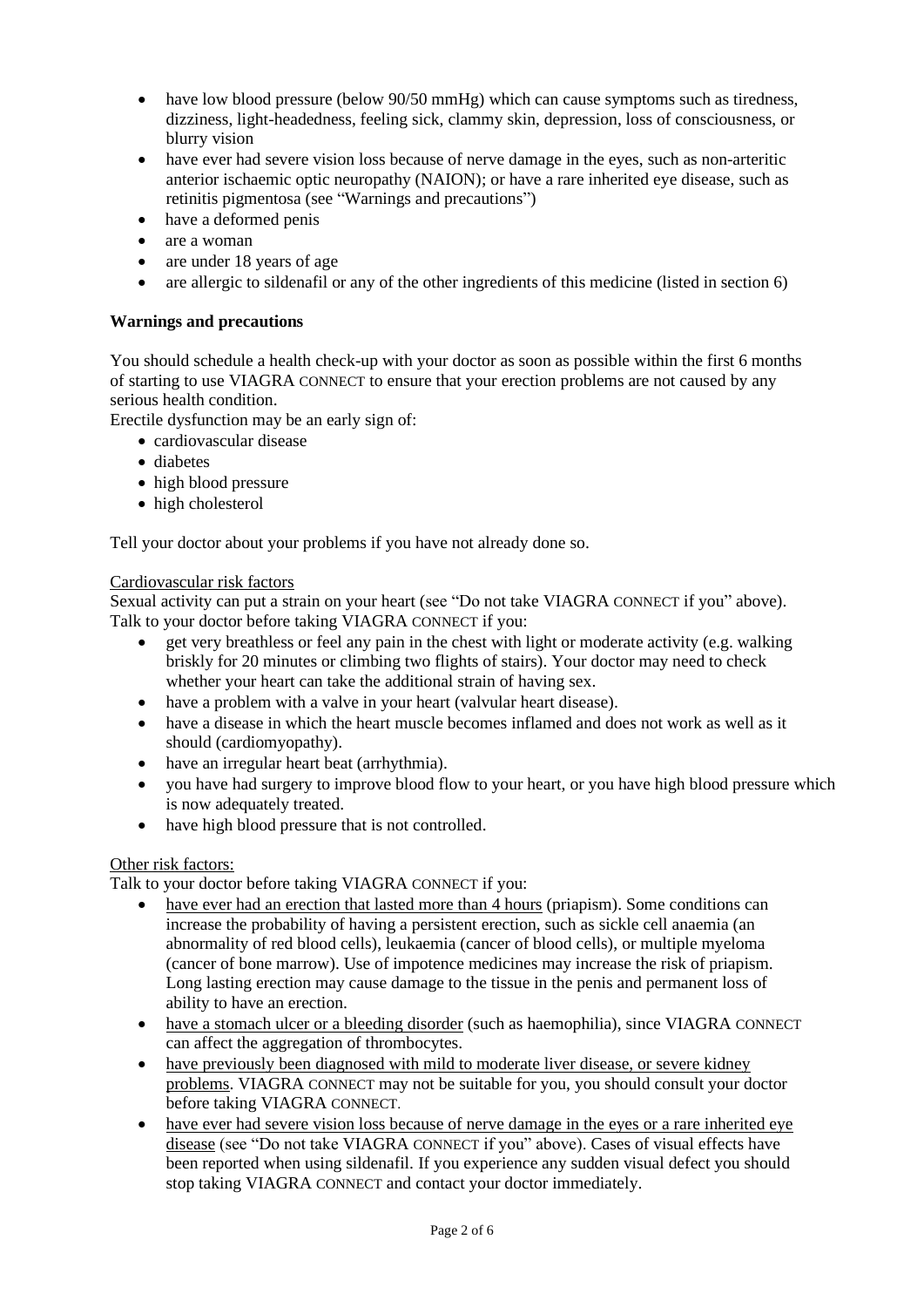- have low blood pressure (below 90/50 mmHg) which can cause symptoms such as tiredness, dizziness, light-headedness, feeling sick, clammy skin, depression, loss of consciousness, or blurry vision
- have ever had severe vision loss because of nerve damage in the eyes, such as non-arteritic anterior ischaemic optic neuropathy (NAION); or have a rare inherited eye disease, such as retinitis pigmentosa (see "Warnings and precautions")
- have a deformed penis
- are a woman
- are under 18 years of age
- are allergic to sildenafil or any of the other ingredients of this medicine (listed in section 6)

**Warnings and precautions**

You should schedule a health check-up with your doctor as soon as possible within the first 6 months of starting to use VIAGRA CONNECT to ensure that your erection problems are not caused by any serious health condition.
Erectile dysfunction may be an early sign of:

- cardiovascular disease
- diabetes
- high blood pressure
- high cholesterol

Tell your doctor about your problems if you have not already done so.

<u>Cardiovascular risk factors</u>
Sexual activity can put a strain on your heart (see "Do not take VIAGRA CONNECT if you" above).
Talk to your doctor before taking VIAGRA CONNECT if you:

- get very breathless or feel any pain in the chest with light or moderate activity (e.g. walking briskly for 20 minutes or climbing two flights of stairs). Your doctor may need to check whether your heart can take the additional strain of having sex.
- have a problem with a valve in your heart (valvular heart disease).
- have a disease in which the heart muscle becomes inflamed and does not work as well as it should (cardiomyopathy).
- have an irregular heart beat (arrhythmia).
- you have had surgery to improve blood flow to your heart, or you have high blood pressure which is now adequately treated.
- have high blood pressure that is not controlled.

<u>Other risk factors:</u>
Talk to your doctor before taking VIAGRA CONNECT if you:

- <u>have ever had an erection that lasted more than 4 hours</u> (priapism). Some conditions can increase the probability of having a persistent erection, such as sickle cell anaemia (an abnormality of red blood cells), leukaemia (cancer of blood cells), or multiple myeloma (cancer of bone marrow). Use of impotence medicines may increase the risk of priapism. Long lasting erection may cause damage to the tissue in the penis and permanent loss of ability to have an erection.
- <u>have a stomach ulcer or a bleeding disorder</u> (such as haemophilia), since VIAGRA CONNECT can affect the aggregation of thrombocytes.
- <u>have previously been diagnosed with mild to moderate liver disease, or severe kidney problems</u>. VIAGRA CONNECT may not be suitable for you, you should consult your doctor before taking VIAGRA CONNECT.
- <u>have ever had severe vision loss because of nerve damage in the eyes or a rare inherited eye disease</u> (see "Do not take VIAGRA CONNECT if you" above). Cases of visual effects have been reported when using sildenafil. If you experience any sudden visual defect you should stop taking VIAGRA CONNECT and contact your doctor immediately.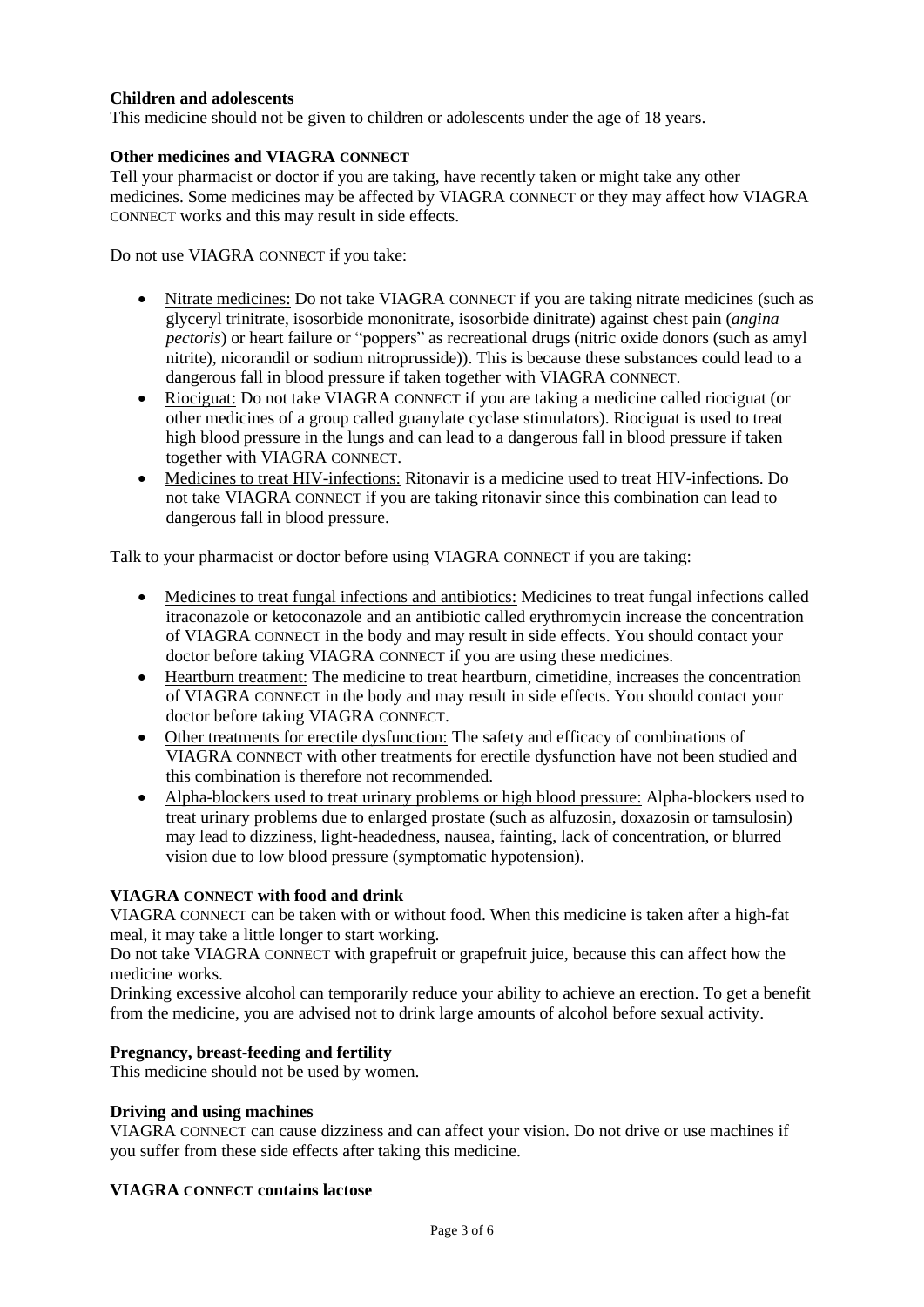**Children and adolescents**

This medicine should not be given to children or adolescents under the age of 18 years.

**Other medicines and VIAGRA CONNECT**

Tell your pharmacist or doctor if you are taking, have recently taken or might take any other medicines. Some medicines may be affected by VIAGRA CONNECT or they may affect how VIAGRA CONNECT works and this may result in side effects.

Do not use VIAGRA CONNECT if you take:

- Nitrate medicines: Do not take VIAGRA CONNECT if you are taking nitrate medicines (such as glyceryl trinitrate, isosorbide mononitrate, isosorbide dinitrate) against chest pain (*angina pectoris*) or heart failure or "poppers" as recreational drugs (nitric oxide donors (such as amyl nitrite), nicorandil or sodium nitroprusside)). This is because these substances could lead to a dangerous fall in blood pressure if taken together with VIAGRA CONNECT.
- Riociguat: Do not take VIAGRA CONNECT if you are taking a medicine called riociguat (or other medicines of a group called guanylate cyclase stimulators). Riociguat is used to treat high blood pressure in the lungs and can lead to a dangerous fall in blood pressure if taken together with VIAGRA CONNECT.
- Medicines to treat HIV-infections: Ritonavir is a medicine used to treat HIV-infections. Do not take VIAGRA CONNECT if you are taking ritonavir since this combination can lead to dangerous fall in blood pressure.

Talk to your pharmacist or doctor before using VIAGRA CONNECT if you are taking:

- Medicines to treat fungal infections and antibiotics: Medicines to treat fungal infections called itraconazole or ketoconazole and an antibiotic called erythromycin increase the concentration of VIAGRA CONNECT in the body and may result in side effects. You should contact your doctor before taking VIAGRA CONNECT if you are using these medicines.
- Heartburn treatment: The medicine to treat heartburn, cimetidine, increases the concentration of VIAGRA CONNECT in the body and may result in side effects. You should contact your doctor before taking VIAGRA CONNECT.
- Other treatments for erectile dysfunction: The safety and efficacy of combinations of VIAGRA CONNECT with other treatments for erectile dysfunction have not been studied and this combination is therefore not recommended.
- Alpha-blockers used to treat urinary problems or high blood pressure: Alpha-blockers used to treat urinary problems due to enlarged prostate (such as alfuzosin, doxazosin or tamsulosin) may lead to dizziness, light-headedness, nausea, fainting, lack of concentration, or blurred vision due to low blood pressure (symptomatic hypotension).

**VIAGRA CONNECT with food and drink**

VIAGRA CONNECT can be taken with or without food. When this medicine is taken after a high-fat meal, it may take a little longer to start working.

Do not take VIAGRA CONNECT with grapefruit or grapefruit juice, because this can affect how the medicine works.

Drinking excessive alcohol can temporarily reduce your ability to achieve an erection. To get a benefit from the medicine, you are advised not to drink large amounts of alcohol before sexual activity.

**Pregnancy, breast-feeding and fertility**

This medicine should not be used by women.

**Driving and using machines**

VIAGRA CONNECT can cause dizziness and can affect your vision. Do not drive or use machines if you suffer from these side effects after taking this medicine.

**VIAGRA CONNECT contains lactose**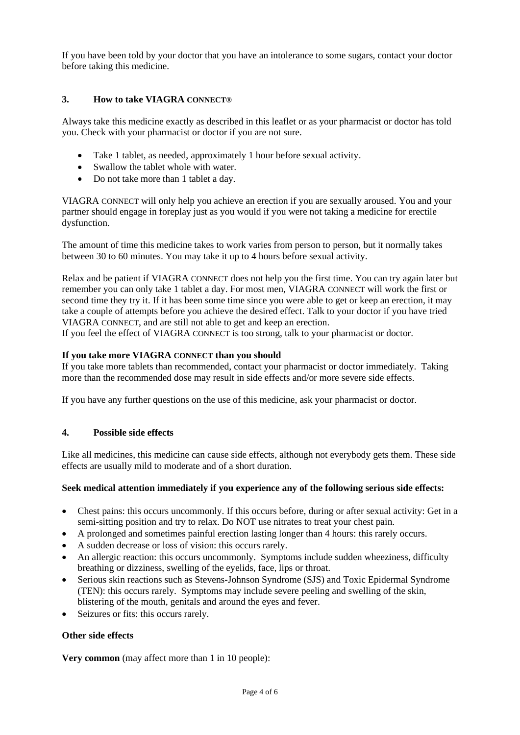If you have been told by your doctor that you have an intolerance to some sugars, contact your doctor before taking this medicine.

## 3. How to take VIAGRA CONNECT®

Always take this medicine exactly as described in this leaflet or as your pharmacist or doctor has told you. Check with your pharmacist or doctor if you are not sure.

- Take 1 tablet, as needed, approximately 1 hour before sexual activity.
- Swallow the tablet whole with water.
- Do not take more than 1 tablet a day.

VIAGRA CONNECT will only help you achieve an erection if you are sexually aroused. You and your partner should engage in foreplay just as you would if you were not taking a medicine for erectile dysfunction.

The amount of time this medicine takes to work varies from person to person, but it normally takes between 30 to 60 minutes. You may take it up to 4 hours before sexual activity.

Relax and be patient if VIAGRA CONNECT does not help you the first time. You can try again later but remember you can only take 1 tablet a day. For most men, VIAGRA CONNECT will work the first or second time they try it. If it has been some time since you were able to get or keep an erection, it may take a couple of attempts before you achieve the desired effect. Talk to your doctor if you have tried VIAGRA CONNECT, and are still not able to get and keep an erection.
If you feel the effect of VIAGRA CONNECT is too strong, talk to your pharmacist or doctor.

**If you take more VIAGRA CONNECT than you should**
If you take more tablets than recommended, contact your pharmacist or doctor immediately. Taking more than the recommended dose may result in side effects and/or more severe side effects.

If you have any further questions on the use of this medicine, ask your pharmacist or doctor.

## 4. Possible side effects

Like all medicines, this medicine can cause side effects, although not everybody gets them. These side effects are usually mild to moderate and of a short duration.

**Seek medical attention immediately if you experience any of the following serious side effects:**

- Chest pains: this occurs uncommonly. If this occurs before, during or after sexual activity: Get in a semi-sitting position and try to relax. Do NOT use nitrates to treat your chest pain.
- A prolonged and sometimes painful erection lasting longer than 4 hours: this rarely occurs.
- A sudden decrease or loss of vision: this occurs rarely.
- An allergic reaction: this occurs uncommonly. Symptoms include sudden wheeziness, difficulty breathing or dizziness, swelling of the eyelids, face, lips or throat.
- Serious skin reactions such as Stevens-Johnson Syndrome (SJS) and Toxic Epidermal Syndrome (TEN): this occurs rarely. Symptoms may include severe peeling and swelling of the skin, blistering of the mouth, genitals and around the eyes and fever.
- Seizures or fits: this occurs rarely.

**Other side effects**

**Very common** (may affect more than 1 in 10 people):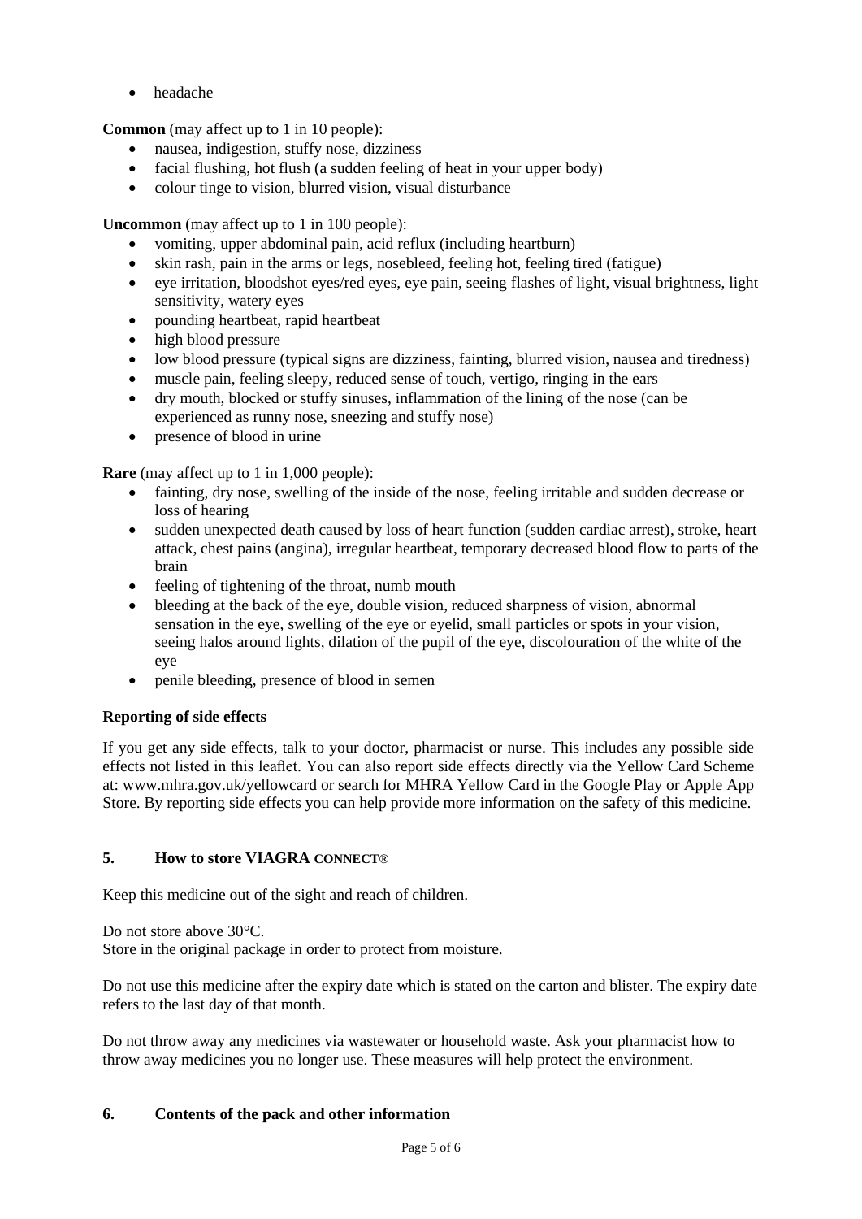- headache

**Common** (may affect up to 1 in 10 people):

- nausea, indigestion, stuffy nose, dizziness
- facial flushing, hot flush (a sudden feeling of heat in your upper body)
- colour tinge to vision, blurred vision, visual disturbance

**Uncommon** (may affect up to 1 in 100 people):

- vomiting, upper abdominal pain, acid reflux (including heartburn)
- skin rash, pain in the arms or legs, nosebleed, feeling hot, feeling tired (fatigue)
- eye irritation, bloodshot eyes/red eyes, eye pain, seeing flashes of light, visual brightness, light sensitivity, watery eyes
- pounding heartbeat, rapid heartbeat
- high blood pressure
- low blood pressure (typical signs are dizziness, fainting, blurred vision, nausea and tiredness)
- muscle pain, feeling sleepy, reduced sense of touch, vertigo, ringing in the ears
- dry mouth, blocked or stuffy sinuses, inflammation of the lining of the nose (can be experienced as runny nose, sneezing and stuffy nose)
- presence of blood in urine

**Rare** (may affect up to 1 in 1,000 people):

- fainting, dry nose, swelling of the inside of the nose, feeling irritable and sudden decrease or loss of hearing
- sudden unexpected death caused by loss of heart function (sudden cardiac arrest), stroke, heart attack, chest pains (angina), irregular heartbeat, temporary decreased blood flow to parts of the brain
- feeling of tightening of the throat, numb mouth
- bleeding at the back of the eye, double vision, reduced sharpness of vision, abnormal sensation in the eye, swelling of the eye or eyelid, small particles or spots in your vision, seeing halos around lights, dilation of the pupil of the eye, discolouration of the white of the eye
- penile bleeding, presence of blood in semen

### Reporting of side effects

If you get any side effects, talk to your doctor, pharmacist or nurse. This includes any possible side effects not listed in this leaflet. You can also report side effects directly via the Yellow Card Scheme at: www.mhra.gov.uk/yellowcard or search for MHRA Yellow Card in the Google Play or Apple App Store. By reporting side effects you can help provide more information on the safety of this medicine.

## 5. How to store VIAGRA CONNECT®

Keep this medicine out of the sight and reach of children.

Do not store above 30°C.
Store in the original package in order to protect from moisture.

Do not use this medicine after the expiry date which is stated on the carton and blister. The expiry date refers to the last day of that month.

Do not throw away any medicines via wastewater or household waste. Ask your pharmacist how to throw away medicines you no longer use. These measures will help protect the environment.

## 6. Contents of the pack and other information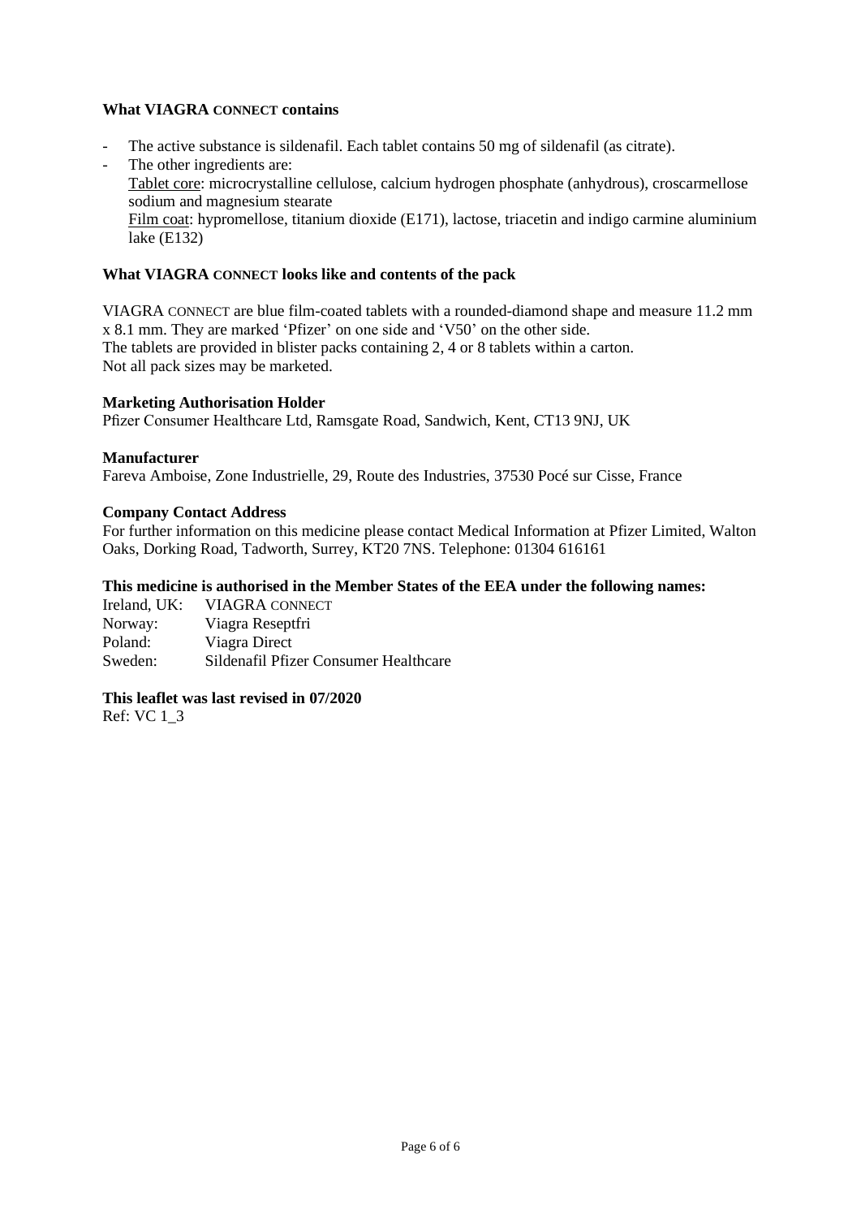**What VIAGRA CONNECT contains**

- The active substance is sildenafil. Each tablet contains 50 mg of sildenafil (as citrate).
- The other ingredients are:
  Tablet core: microcrystalline cellulose, calcium hydrogen phosphate (anhydrous), croscarmellose sodium and magnesium stearate
  Film coat: hypromellose, titanium dioxide (E171), lactose, triacetin and indigo carmine aluminium lake (E132)

**What VIAGRA CONNECT looks like and contents of the pack**

VIAGRA CONNECT are blue film-coated tablets with a rounded-diamond shape and measure 11.2 mm x 8.1 mm. They are marked 'Pfizer' on one side and 'V50' on the other side.
The tablets are provided in blister packs containing 2, 4 or 8 tablets within a carton.
Not all pack sizes may be marketed.

**Marketing Authorisation Holder**
Pfizer Consumer Healthcare Ltd, Ramsgate Road, Sandwich, Kent, CT13 9NJ, UK

**Manufacturer**
Fareva Amboise, Zone Industrielle, 29, Route des Industries, 37530 Pocé sur Cisse, France

**Company Contact Address**
For further information on this medicine please contact Medical Information at Pfizer Limited, Walton Oaks, Dorking Road, Tadworth, Surrey, KT20 7NS. Telephone: 01304 616161

**This medicine is authorised in the Member States of the EEA under the following names:**

| | |
|---|---|
| Ireland, UK: | VIAGRA CONNECT |
| Norway: | Viagra Reseptfri |
| Poland: | Viagra Direct |
| Sweden: | Sildenafil Pfizer Consumer Healthcare |

**This leaflet was last revised in 07/2020**
Ref: VC 1_3